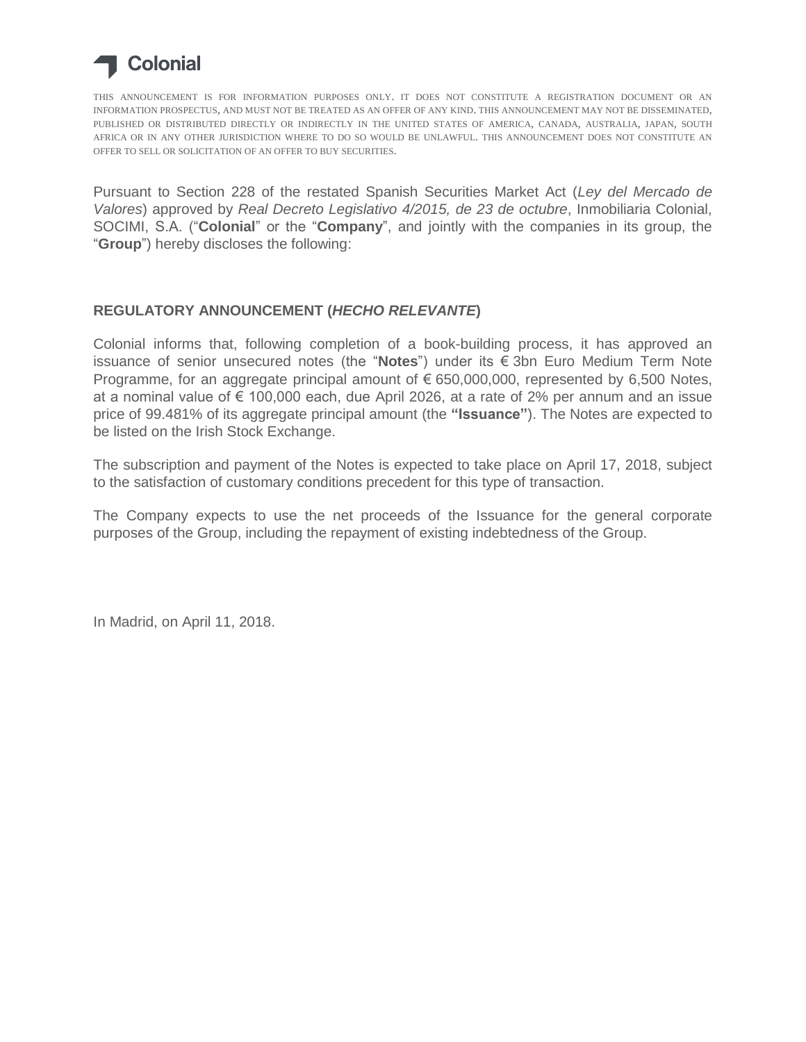Colonial

THIS ANNOUNCEMENT IS FOR INFORMATION PURPOSES ONLY. IT DOES NOT CONSTITUTE A REGISTRATION DOCUMENT OR AN INFORMATION PROSPECTUS, AND MUST NOT BE TREATED AS AN OFFER OF ANY KIND. THIS ANNOUNCEMENT MAY NOT BE DISSEMINATED, PUBLISHED OR DISTRIBUTED DIRECTLY OR INDIRECTLY IN THE UNITED STATES OF AMERICA, CANADA, AUSTRALIA, JAPAN, SOUTH AFRICA OR IN ANY OTHER JURISDICTION WHERE TO DO SO WOULD BE UNLAWFUL. THIS ANNOUNCEMENT DOES NOT CONSTITUTE AN OFFER TO SELL OR SOLICITATION OF AN OFFER TO BUY SECURITIES.

Pursuant to Section 228 of the restated Spanish Securities Market Act (*Ley del Mercado de Valores*) approved by *Real Decreto Legislativo 4/2015, de 23 de octubre*, Inmobiliaria Colonial, SOCIMI, S.A. ("**Colonial**" or the "**Company**", and jointly with the companies in its group, the "**Group**") hereby discloses the following:

## REGULATORY ANNOUNCEMENT (*HECHO RELEVANTE*)

Colonial informs that, following completion of a book-building process, it has approved an issuance of senior unsecured notes (the "**Notes**") under its € 3bn Euro Medium Term Note Programme, for an aggregate principal amount of € 650,000,000, represented by 6,500 Notes, at a nominal value of € 100,000 each, due April 2026, at a rate of 2% per annum and an issue price of 99.481% of its aggregate principal amount (the **"Issuance"**). The Notes are expected to be listed on the Irish Stock Exchange.

The subscription and payment of the Notes is expected to take place on April 17, 2018, subject to the satisfaction of customary conditions precedent for this type of transaction.

The Company expects to use the net proceeds of the Issuance for the general corporate purposes of the Group, including the repayment of existing indebtedness of the Group.

In Madrid, on April 11, 2018.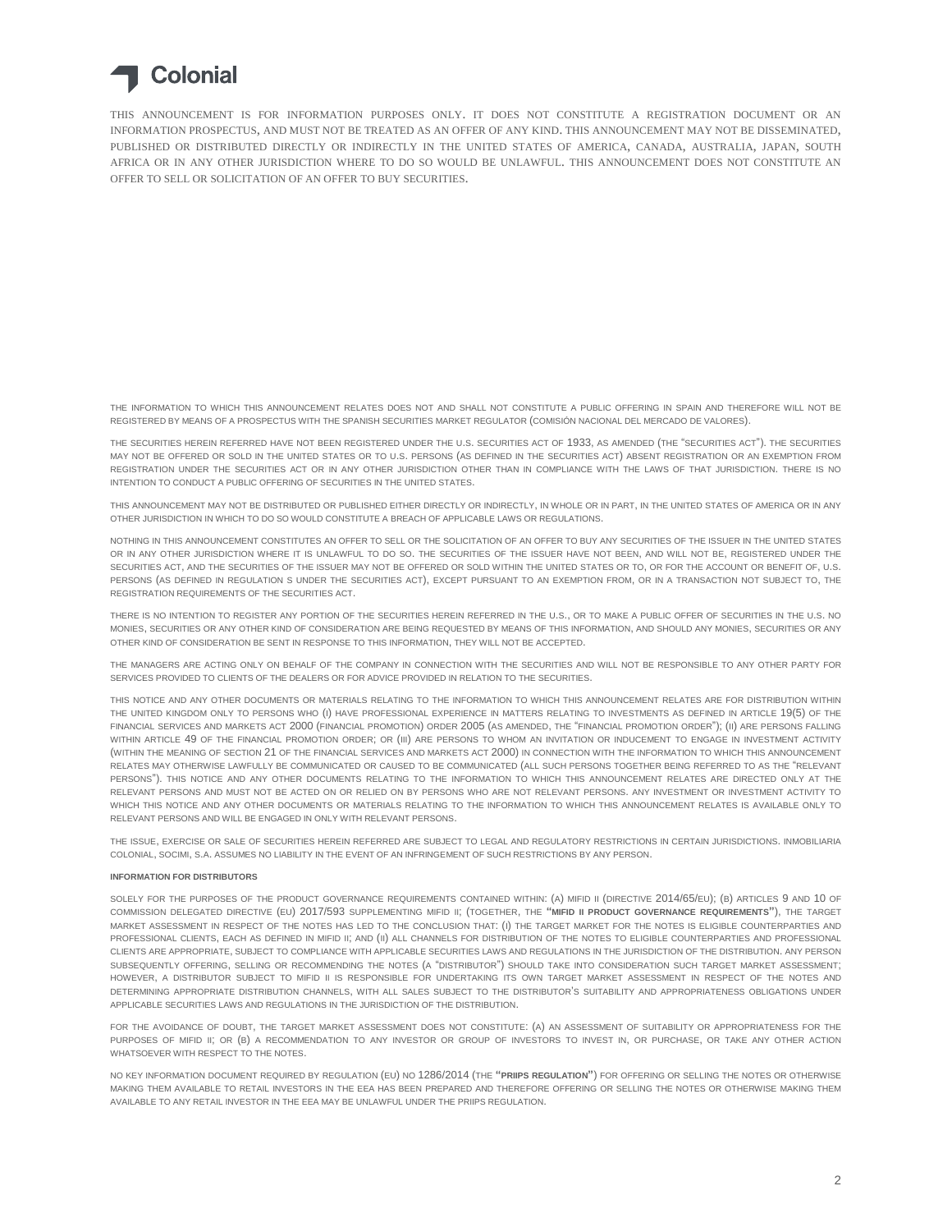Colonial

THIS ANNOUNCEMENT IS FOR INFORMATION PURPOSES ONLY. IT DOES NOT CONSTITUTE A REGISTRATION DOCUMENT OR AN INFORMATION PROSPECTUS, AND MUST NOT BE TREATED AS AN OFFER OF ANY KIND. THIS ANNOUNCEMENT MAY NOT BE DISSEMINATED, PUBLISHED OR DISTRIBUTED DIRECTLY OR INDIRECTLY IN THE UNITED STATES OF AMERICA, CANADA, AUSTRALIA, JAPAN, SOUTH AFRICA OR IN ANY OTHER JURISDICTION WHERE TO DO SO WOULD BE UNLAWFUL. THIS ANNOUNCEMENT DOES NOT CONSTITUTE AN OFFER TO SELL OR SOLICITATION OF AN OFFER TO BUY SECURITIES.

THE INFORMATION TO WHICH THIS ANNOUNCEMENT RELATES DOES NOT AND SHALL NOT CONSTITUTE A PUBLIC OFFERING IN SPAIN AND THEREFORE WILL NOT BE REGISTERED BY MEANS OF A PROSPECTUS WITH THE SPANISH SECURITIES MARKET REGULATOR (COMISIÓN NACIONAL DEL MERCADO DE VALORES).

THE SECURITIES HEREIN REFERRED HAVE NOT BEEN REGISTERED UNDER THE U.S. SECURITIES ACT OF 1933, AS AMENDED (THE "SECURITIES ACT"). THE SECURITIES MAY NOT BE OFFERED OR SOLD IN THE UNITED STATES OR TO U.S. PERSONS (AS DEFINED IN THE SECURITIES ACT) ABSENT REGISTRATION OR AN EXEMPTION FROM REGISTRATION UNDER THE SECURITIES ACT OR IN ANY OTHER JURISDICTION OTHER THAN IN COMPLIANCE WITH THE LAWS OF THAT JURISDICTION. THERE IS NO INTENTION TO CONDUCT A PUBLIC OFFERING OF SECURITIES IN THE UNITED STATES.

THIS ANNOUNCEMENT MAY NOT BE DISTRIBUTED OR PUBLISHED EITHER DIRECTLY OR INDIRECTLY, IN WHOLE OR IN PART, IN THE UNITED STATES OF AMERICA OR IN ANY OTHER JURISDICTION IN WHICH TO DO SO WOULD CONSTITUTE A BREACH OF APPLICABLE LAWS OR REGULATIONS.

NOTHING IN THIS ANNOUNCEMENT CONSTITUTES AN OFFER TO SELL OR THE SOLICITATION OF AN OFFER TO BUY ANY SECURITIES OF THE ISSUER IN THE UNITED STATES OR IN ANY OTHER JURISDICTION WHERE IT IS UNLAWFUL TO DO SO. THE SECURITIES OF THE ISSUER HAVE NOT BEEN, AND WILL NOT BE, REGISTERED UNDER THE SECURITIES ACT, AND THE SECURITIES OF THE ISSUER MAY NOT BE OFFERED OR SOLD WITHIN THE UNITED STATES OR TO, OR FOR THE ACCOUNT OR BENEFIT OF, U.S. PERSONS (AS DEFINED IN REGULATION S UNDER THE SECURITIES ACT), EXCEPT PURSUANT TO AN EXEMPTION FROM, OR IN A TRANSACTION NOT SUBJECT TO, THE REGISTRATION REQUIREMENTS OF THE SECURITIES ACT.

THERE IS NO INTENTION TO REGISTER ANY PORTION OF THE SECURITIES HEREIN REFERRED IN THE U.S., OR TO MAKE A PUBLIC OFFER OF SECURITIES IN THE U.S. NO MONIES, SECURITIES OR ANY OTHER KIND OF CONSIDERATION ARE BEING REQUESTED BY MEANS OF THIS INFORMATION, AND SHOULD ANY MONIES, SECURITIES OR ANY OTHER KIND OF CONSIDERATION BE SENT IN RESPONSE TO THIS INFORMATION, THEY WILL NOT BE ACCEPTED.

THE MANAGERS ARE ACTING ONLY ON BEHALF OF THE COMPANY IN CONNECTION WITH THE SECURITIES AND WILL NOT BE RESPONSIBLE TO ANY OTHER PARTY FOR SERVICES PROVIDED TO CLIENTS OF THE DEALERS OR FOR ADVICE PROVIDED IN RELATION TO THE SECURITIES.

THIS NOTICE AND ANY OTHER DOCUMENTS OR MATERIALS RELATING TO THE INFORMATION TO WHICH THIS ANNOUNCEMENT RELATES ARE FOR DISTRIBUTION WITHIN THE UNITED KINGDOM ONLY TO PERSONS WHO (I) HAVE PROFESSIONAL EXPERIENCE IN MATTERS RELATING TO INVESTMENTS AS DEFINED IN ARTICLE 19(5) OF THE FINANCIAL SERVICES AND MARKETS ACT 2000 (FINANCIAL PROMOTION) ORDER 2005 (AS AMENDED, THE "FINANCIAL PROMOTION ORDER"); (II) ARE PERSONS FALLING WITHIN ARTICLE 49 OF THE FINANCIAL PROMOTION ORDER; OR (III) ARE PERSONS TO WHOM AN INVITATION OR INDUCEMENT TO ENGAGE IN INVESTMENT ACTIVITY (WITHIN THE MEANING OF SECTION 21 OF THE FINANCIAL SERVICES AND MARKETS ACT 2000) IN CONNECTION WITH THE INFORMATION TO WHICH THIS ANNOUNCEMENT RELATES MAY OTHERWISE LAWFULLY BE COMMUNICATED OR CAUSED TO BE COMMUNICATED (ALL SUCH PERSONS TOGETHER BEING REFERRED TO AS THE "RELEVANT PERSONS"). THIS NOTICE AND ANY OTHER DOCUMENTS RELATING TO THE INFORMATION TO WHICH THIS ANNOUNCEMENT RELATES ARE DIRECTED ONLY AT THE RELEVANT PERSONS AND MUST NOT BE ACTED ON OR RELIED ON BY PERSONS WHO ARE NOT RELEVANT PERSONS. ANY INVESTMENT OR INVESTMENT ACTIVITY TO WHICH THIS NOTICE AND ANY OTHER DOCUMENTS OR MATERIALS RELATING TO THE INFORMATION TO WHICH THIS ANNOUNCEMENT RELATES IS AVAILABLE ONLY TO RELEVANT PERSONS AND WILL BE ENGAGED IN ONLY WITH RELEVANT PERSONS.

THE ISSUE, EXERCISE OR SALE OF SECURITIES HEREIN REFERRED ARE SUBJECT TO LEGAL AND REGULATORY RESTRICTIONS IN CERTAIN JURISDICTIONS. INMOBILIARIA COLONIAL, SOCIMI, S.A. ASSUMES NO LIABILITY IN THE EVENT OF AN INFRINGEMENT OF SUCH RESTRICTIONS BY ANY PERSON.

**INFORMATION FOR DISTRIBUTORS**

SOLELY FOR THE PURPOSES OF THE PRODUCT GOVERNANCE REQUIREMENTS CONTAINED WITHIN: (A) MIFID II (DIRECTIVE 2014/65/EU); (B) ARTICLES 9 AND 10 OF COMMISSION DELEGATED DIRECTIVE (EU) 2017/593 SUPPLEMENTING MIFID II; (TOGETHER, THE "**MIFID II PRODUCT GOVERNANCE REQUIREMENTS**"), THE TARGET MARKET ASSESSMENT IN RESPECT OF THE NOTES HAS LED TO THE CONCLUSION THAT: (I) THE TARGET MARKET FOR THE NOTES IS ELIGIBLE COUNTERPARTIES AND PROFESSIONAL CLIENTS, EACH AS DEFINED IN MIFID II; AND (II) ALL CHANNELS FOR DISTRIBUTION OF THE NOTES TO ELIGIBLE COUNTERPARTIES AND PROFESSIONAL CLIENTS ARE APPROPRIATE, SUBJECT TO COMPLIANCE WITH APPLICABLE SECURITIES LAWS AND REGULATIONS IN THE JURISDICTION OF THE DISTRIBUTION. ANY PERSON SUBSEQUENTLY OFFERING, SELLING OR RECOMMENDING THE NOTES (A "DISTRIBUTOR") SHOULD TAKE INTO CONSIDERATION SUCH TARGET MARKET ASSESSMENT; HOWEVER, A DISTRIBUTOR SUBJECT TO MIFID II IS RESPONSIBLE FOR UNDERTAKING ITS OWN TARGET MARKET ASSESSMENT IN RESPECT OF THE NOTES AND DETERMINING APPROPRIATE DISTRIBUTION CHANNELS, WITH ALL SALES SUBJECT TO THE DISTRIBUTOR'S SUITABILITY AND APPROPRIATENESS OBLIGATIONS UNDER APPLICABLE SECURITIES LAWS AND REGULATIONS IN THE JURISDICTION OF THE DISTRIBUTION.

FOR THE AVOIDANCE OF DOUBT, THE TARGET MARKET ASSESSMENT DOES NOT CONSTITUTE: (A) AN ASSESSMENT OF SUITABILITY OR APPROPRIATENESS FOR THE PURPOSES OF MIFID II; OR (B) A RECOMMENDATION TO ANY INVESTOR OR GROUP OF INVESTORS TO INVEST IN, OR PURCHASE, OR TAKE ANY OTHER ACTION WHATSOEVER WITH RESPECT TO THE NOTES.

NO KEY INFORMATION DOCUMENT REQUIRED BY REGULATION (EU) NO 1286/2014 (THE "**PRIIPS REGULATION**") FOR OFFERING OR SELLING THE NOTES OR OTHERWISE MAKING THEM AVAILABLE TO RETAIL INVESTORS IN THE EEA HAS BEEN PREPARED AND THEREFORE OFFERING OR SELLING THE NOTES OR OTHERWISE MAKING THEM AVAILABLE TO ANY RETAIL INVESTOR IN THE EEA MAY BE UNLAWFUL UNDER THE PRIIPS REGULATION.